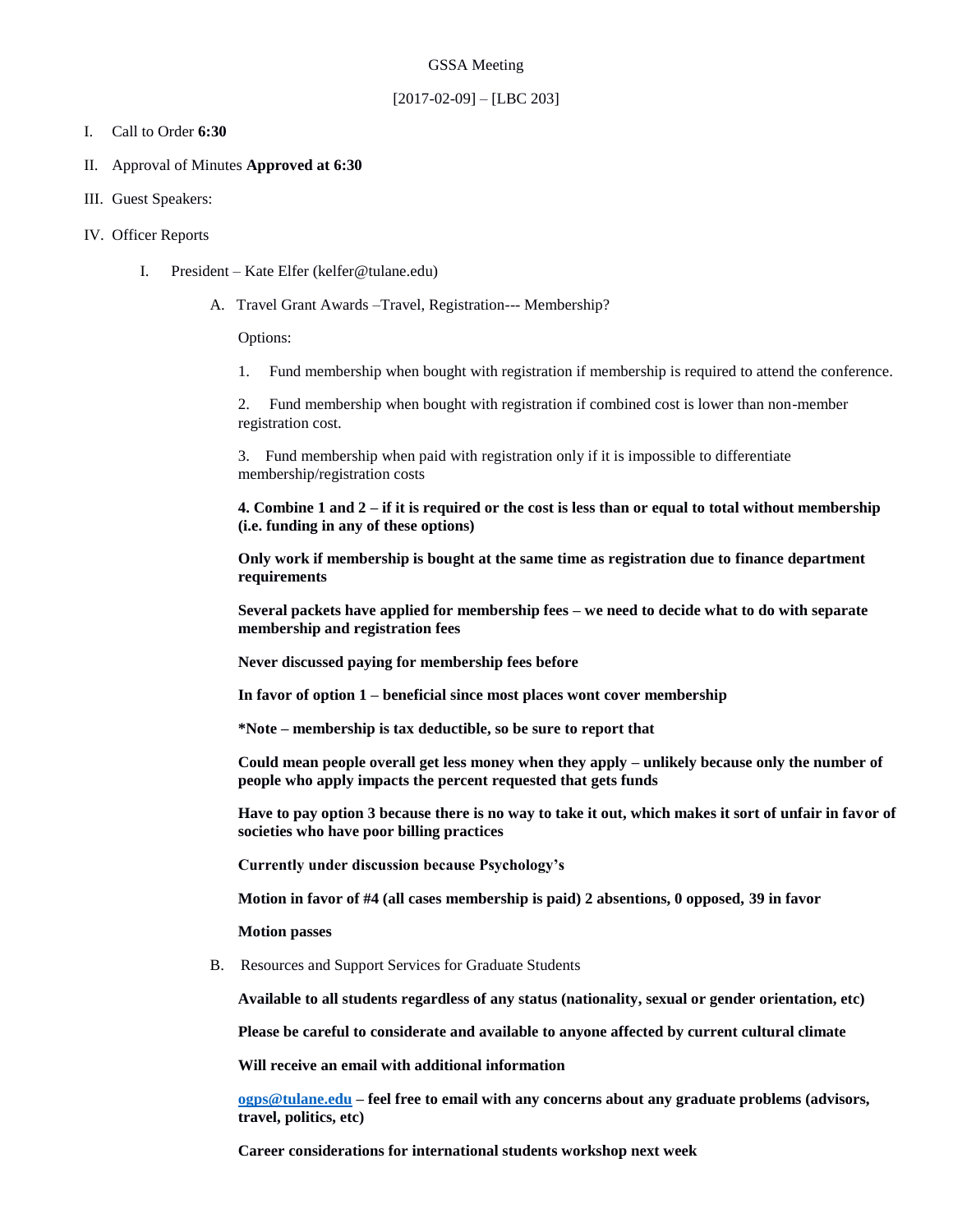GSSA Meeting

[2017-02-09] – [LBC 203]

I. Call to Order **6:30**

II. Approval of Minutes **Approved at 6:30**

III. Guest Speakers:

IV. Officer Reports

   I. President – Kate Elfer (kelfer@tulane.edu)

      A. Travel Grant Awards –Travel, Registration--- Membership?

         Options:

         1. Fund membership when bought with registration if membership is required to attend the conference.

         2. Fund membership when bought with registration if combined cost is lower than non-member registration cost.

         3. Fund membership when paid with registration only if it is impossible to differentiate membership/registration costs

         **4. Combine 1 and 2 – if it is required or the cost is less than or equal to total without membership (i.e. funding in any of these options)**

         **Only work if membership is bought at the same time as registration due to finance department requirements**

         **Several packets have applied for membership fees – we need to decide what to do with separate membership and registration fees**

         **Never discussed paying for membership fees before**

         **In favor of option 1 – beneficial since most places wont cover membership**

         **\*Note – membership is tax deductible, so be sure to report that**

         **Could mean people overall get less money when they apply – unlikely because only the number of people who apply impacts the percent requested that gets funds**

         **Have to pay option 3 because there is no way to take it out, which makes it sort of unfair in favor of societies who have poor billing practices**

         **Currently under discussion because Psychology's**

         **Motion in favor of #4 (all cases membership is paid) 2 absentions, 0 opposed, 39 in favor**

         **Motion passes**

      B. Resources and Support Services for Graduate Students

         **Available to all students regardless of any status (nationality, sexual or gender orientation, etc)**

         **Please be careful to considerate and available to anyone affected by current cultural climate**

         **Will receive an email with additional information**

         **ogps@tulane.edu – feel free to email with any concerns about any graduate problems (advisors, travel, politics, etc)**

         **Career considerations for international students workshop next week**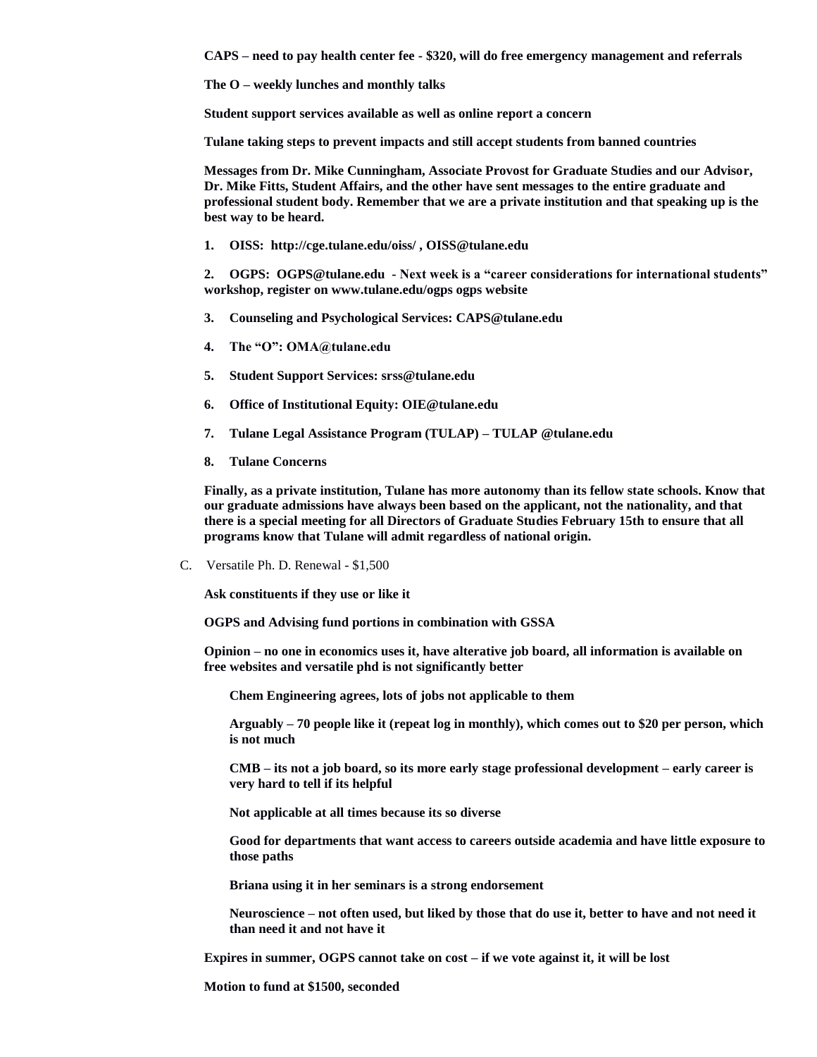**CAPS – need to pay health center fee - $320, will do free emergency management and referrals**

**The O – weekly lunches and monthly talks**

**Student support services available as well as online report a concern**

**Tulane taking steps to prevent impacts and still accept students from banned countries**

**Messages from Dr. Mike Cunningham, Associate Provost for Graduate Studies and our Advisor, Dr. Mike Fitts, Student Affairs, and the other have sent messages to the entire graduate and professional student body. Remember that we are a private institution and that speaking up is the best way to be heard.**

1. **OISS: http://cge.tulane.edu/oiss/ , OISS@tulane.edu**
2. **OGPS: OGPS@tulane.edu - Next week is a "career considerations for international students" workshop, register on www.tulane.edu/ogps ogps website**
3. **Counseling and Psychological Services: CAPS@tulane.edu**
4. **The "O": OMA@tulane.edu**
5. **Student Support Services: srss@tulane.edu**
6. **Office of Institutional Equity: OIE@tulane.edu**
7. **Tulane Legal Assistance Program (TULAP) – TULAP @tulane.edu**
8. **Tulane Concerns**

**Finally, as a private institution, Tulane has more autonomy than its fellow state schools. Know that our graduate admissions have always been based on the applicant, not the nationality, and that there is a special meeting for all Directors of Graduate Studies February 15th to ensure that all programs know that Tulane will admit regardless of national origin.**

C. Versatile Ph. D. Renewal - $1,500

**Ask constituents if they use or like it**

**OGPS and Advising fund portions in combination with GSSA**

**Opinion – no one in economics uses it, have alterative job board, all information is available on free websites and versatile phd is not significantly better**

- **Chem Engineering agrees, lots of jobs not applicable to them**
- **Arguably – 70 people like it (repeat log in monthly), which comes out to $20 per person, which is not much**
- **CMB – its not a job board, so its more early stage professional development – early career is very hard to tell if its helpful**
- **Not applicable at all times because its so diverse**
- **Good for departments that want access to careers outside academia and have little exposure to those paths**
- **Briana using it in her seminars is a strong endorsement**
- **Neuroscience – not often used, but liked by those that do use it, better to have and not need it than need it and not have it**

**Expires in summer, OGPS cannot take on cost – if we vote against it, it will be lost**

**Motion to fund at $1500, seconded**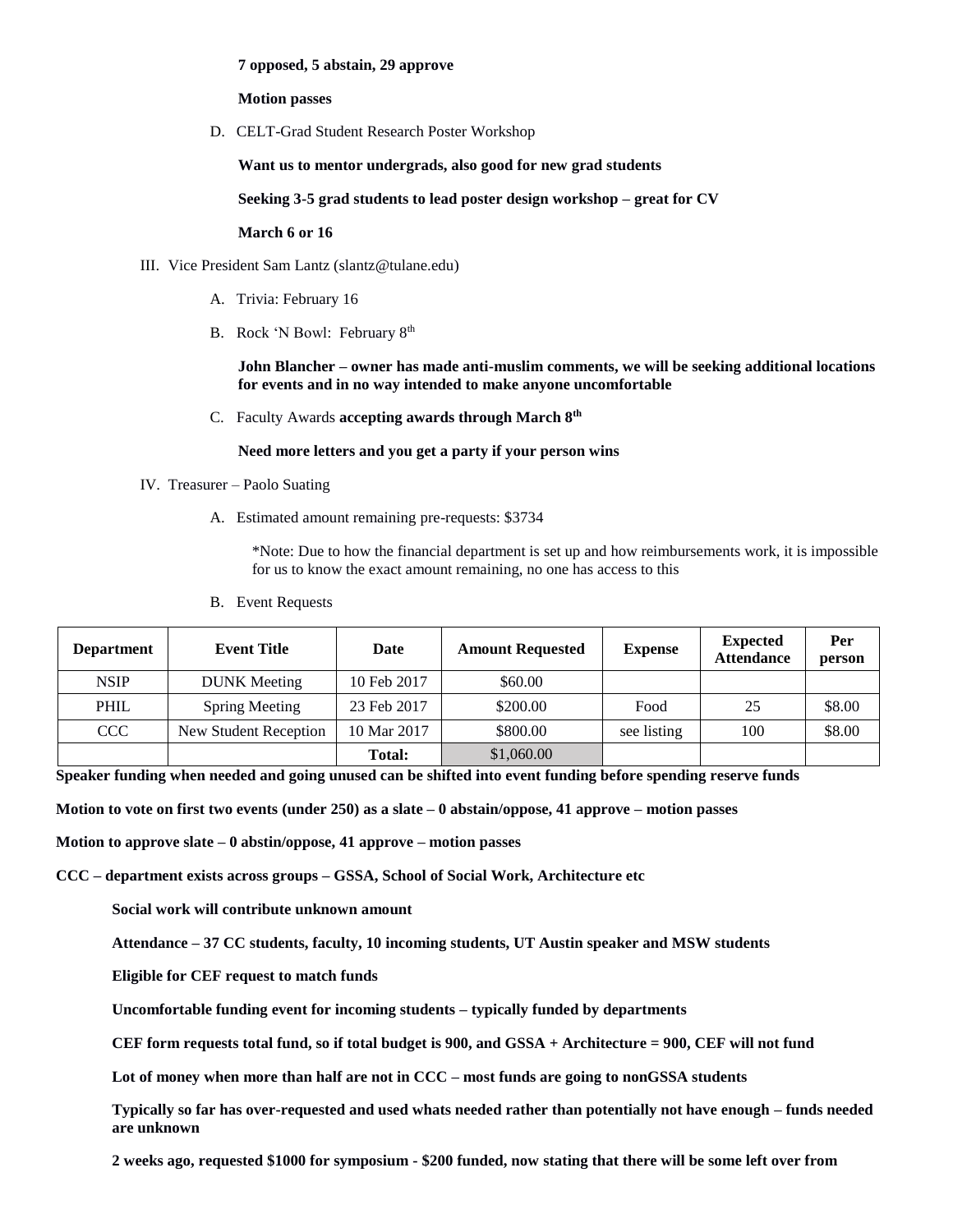**7 opposed, 5 abstain, 29 approve**

**Motion passes**

D. CELT-Grad Student Research Poster Workshop

**Want us to mentor undergrads, also good for new grad students**

**Seeking 3-5 grad students to lead poster design workshop – great for CV**

**March 6 or 16**

III. Vice President Sam Lantz (slantz@tulane.edu)

A. Trivia: February 16

B. Rock 'N Bowl: February 8th

**John Blancher – owner has made anti-muslim comments, we will be seeking additional locations for events and in no way intended to make anyone uncomfortable**

C. Faculty Awards **accepting awards through March 8th**

**Need more letters and you get a party if your person wins**

IV. Treasurer – Paolo Suating

A. Estimated amount remaining pre-requests: $3734

*Note: Due to how the financial department is set up and how reimbursements work, it is impossible for us to know the exact amount remaining, no one has access to this

B. Event Requests

| Department | Event Title | Date | Amount Requested | Expense | Expected Attendance | Per person |
|---|---|---|---|---|---|---|
| NSIP | DUNK Meeting | 10 Feb 2017 | $60.00 | | | |
| PHIL | Spring Meeting | 23 Feb 2017 | $200.00 | Food | 25 | $8.00 |
| CCC | New Student Reception | 10 Mar 2017 | $800.00 | see listing | 100 | $8.00 |
| | | **Total:** | $1,060.00 | | | |

**Speaker funding when needed and going unused can be shifted into event funding before spending reserve funds**

**Motion to vote on first two events (under 250) as a slate – 0 abstain/oppose, 41 approve – motion passes**

**Motion to approve slate – 0 abstin/oppose, 41 approve – motion passes**

**CCC – department exists across groups – GSSA, School of Social Work, Architecture etc**

**Social work will contribute unknown amount**

**Attendance – 37 CC students, faculty, 10 incoming students, UT Austin speaker and MSW students**

**Eligible for CEF request to match funds**

**Uncomfortable funding event for incoming students – typically funded by departments**

**CEF form requests total fund, so if total budget is 900, and GSSA + Architecture = 900, CEF will not fund**

**Lot of money when more than half are not in CCC – most funds are going to nonGSSA students**

**Typically so far has over-requested and used whats needed rather than potentially not have enough – funds needed are unknown**

**2 weeks ago, requested $1000 for symposium - $200 funded, now stating that there will be some left over from**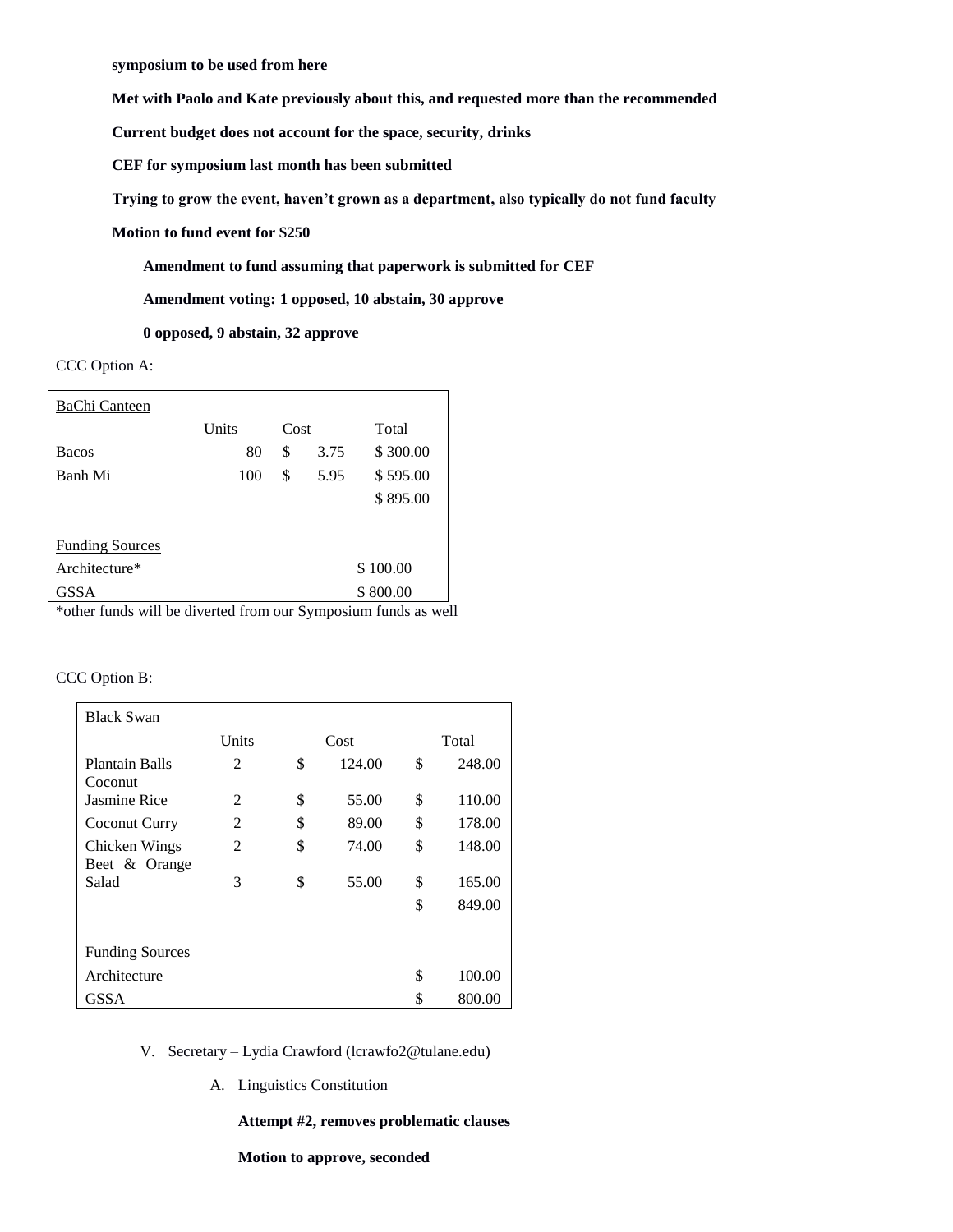**symposium to be used from here**

**Met with Paolo and Kate previously about this, and requested more than the recommended**

**Current budget does not account for the space, security, drinks**

**CEF for symposium last month has been submitted**

**Trying to grow the event, haven't grown as a department, also typically do not fund faculty**

**Motion to fund event for $250**

- **Amendment to fund assuming that paperwork is submitted for CEF**
- **Amendment voting: 1 opposed, 10 abstain, 30 approve**
- **0 opposed, 9 abstain, 32 approve**

CCC Option A:

| BaChi Canteen | | | |
|---|---|---|---|
| | Units | Cost | Total |
| Bacos | 80 | $ 3.75 | $ 300.00 |
| Banh Mi | 100 | $ 5.95 | $ 595.00 |
| | | | $ 895.00 |
| | | | |
| Funding Sources | | | |
| Architecture* | | | $ 100.00 |
| GSSA | | | $ 800.00 |

*other funds will be diverted from our Symposium funds as well

CCC Option B:

| Black Swan | | | |
|---|---|---|---|
| | Units | Cost | Total |
| Plantain Balls | 2 | $ 124.00 | $ 248.00 |
| Coconut Jasmine Rice | 2 | $ 55.00 | $ 110.00 |
| Coconut Curry | 2 | $ 89.00 | $ 178.00 |
| Chicken Wings | 2 | $ 74.00 | $ 148.00 |
| Beet & Orange Salad | 3 | $ 55.00 | $ 165.00 |
| | | | $ 849.00 |
| | | | |
| Funding Sources | | | |
| Architecture | | | $ 100.00 |
| GSSA | | | $ 800.00 |

V. Secretary – Lydia Crawford (lcrawfo2@tulane.edu)

A. Linguistics Constitution

**Attempt #2, removes problematic clauses**

**Motion to approve, seconded**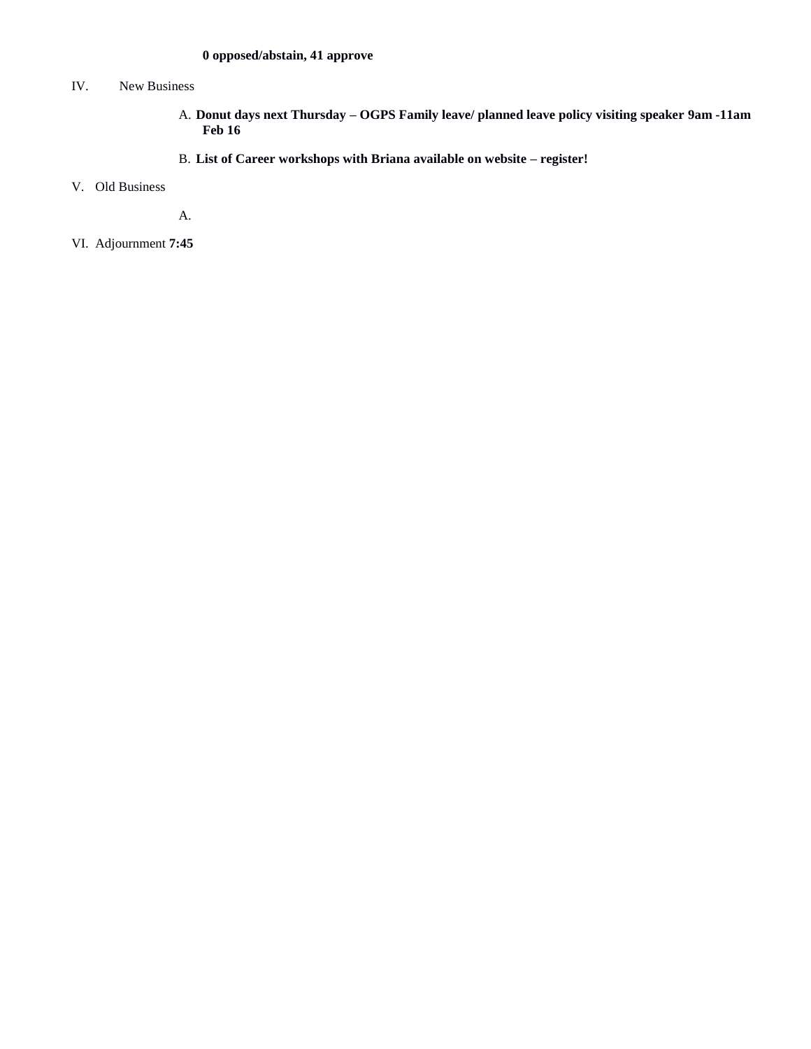**0 opposed/abstain, 41 approve**

IV. New Business

A. **Donut days next Thursday – OGPS Family leave/ planned leave policy visiting speaker 9am -11am Feb 16**

B. **List of Career workshops with Briana available on website – register!**

V. Old Business

A.

VI. Adjournment **7:45**